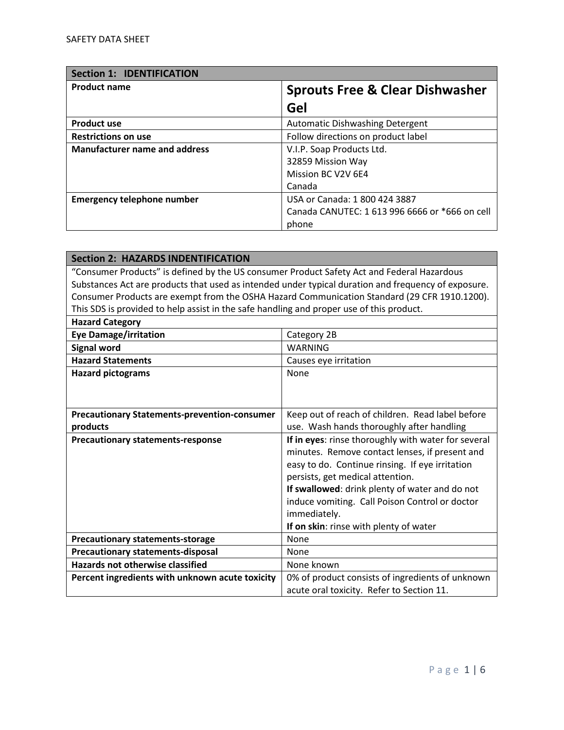| Section 1: IDENTIFICATION | |
|---|---|
| **Product name** | **Sprouts Free & Clear Dishwasher Gel** |
| **Product use** | Automatic Dishwashing Detergent |
| **Restrictions on use** | Follow directions on product label |
| **Manufacturer name and address** | V.I.P. Soap Products Ltd.<br>32859 Mission Way<br>Mission BC V2V 6E4<br>Canada |
| **Emergency telephone number** | USA or Canada: 1 800 424 3887<br>Canada CANUTEC: 1 613 996 6666 or *666 on cell phone |

| Section 2: HAZARDS INDENTIFICATION | |
|---|---|
| "Consumer Products" is defined by the US consumer Product Safety Act and Federal Hazardous Substances Act are products that used as intended under typical duration and frequency of exposure. Consumer Products are exempt from the OSHA Hazard Communication Standard (29 CFR 1910.1200). This SDS is provided to help assist in the safe handling and proper use of this product. | |
| **Hazard Category** | |
| **Eye Damage/irritation** | Category 2B |
| **Signal word** | WARNING |
| **Hazard Statements** | Causes eye irritation |
| **Hazard pictograms** | None |
| **Precautionary Statements-prevention-consumer products** | Keep out of reach of children. Read label before use. Wash hands thoroughly after handling |
| **Precautionary statements-response** | **If in eyes**: rinse thoroughly with water for several minutes. Remove contact lenses, if present and easy to do. Continue rinsing. If eye irritation persists, get medical attention.<br>**If swallowed**: drink plenty of water and do not induce vomiting. Call Poison Control or doctor immediately.<br>**If on skin**: rinse with plenty of water |
| **Precautionary statements-storage** | None |
| **Precautionary statements-disposal** | None |
| **Hazards not otherwise classified** | None known |
| **Percent ingredients with unknown acute toxicity** | 0% of product consists of ingredients of unknown acute oral toxicity. Refer to Section 11. |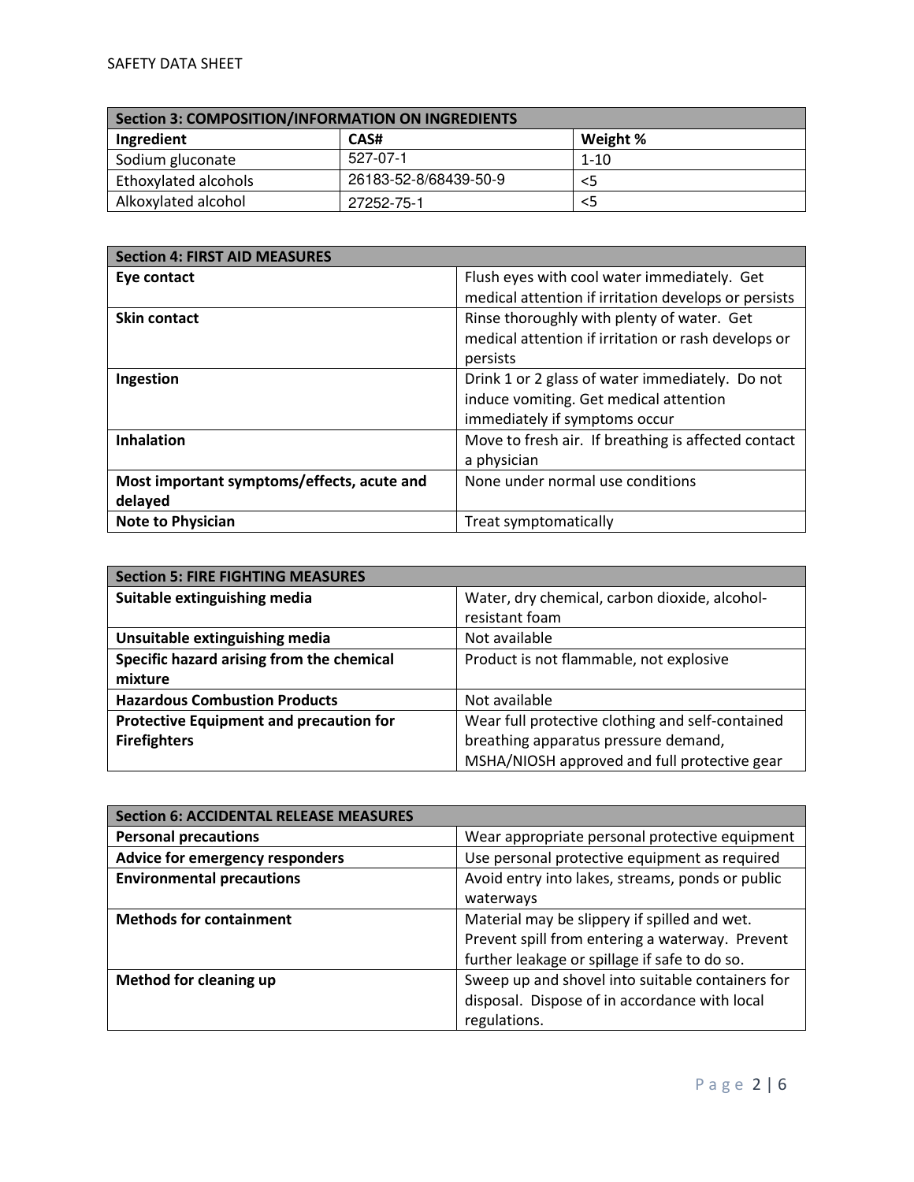| Section 3: COMPOSITION/INFORMATION ON INGREDIENTS | | |
|---|---|---|
| **Ingredient** | **CAS#** | **Weight %** |
| Sodium gluconate | 527-07-1 | 1-10 |
| Ethoxylated alcohols | 26183-52-8/68439-50-9 | <5 |
| Alkoxylated alcohol | 27252-75-1 | <5 |

| Section 4: FIRST AID MEASURES | |
|---|---|
| **Eye contact** | Flush eyes with cool water immediately. Get medical attention if irritation develops or persists |
| **Skin contact** | Rinse thoroughly with plenty of water. Get medical attention if irritation or rash develops or persists |
| **Ingestion** | Drink 1 or 2 glass of water immediately. Do not induce vomiting. Get medical attention immediately if symptoms occur |
| **Inhalation** | Move to fresh air. If breathing is affected contact a physician |
| **Most important symptoms/effects, acute and delayed** | None under normal use conditions |
| **Note to Physician** | Treat symptomatically |

| Section 5: FIRE FIGHTING MEASURES | |
|---|---|
| **Suitable extinguishing media** | Water, dry chemical, carbon dioxide, alcohol-resistant foam |
| **Unsuitable extinguishing media** | Not available |
| **Specific hazard arising from the chemical mixture** | Product is not flammable, not explosive |
| **Hazardous Combustion Products** | Not available |
| **Protective Equipment and precaution for Firefighters** | Wear full protective clothing and self-contained breathing apparatus pressure demand, MSHA/NIOSH approved and full protective gear |

| Section 6: ACCIDENTAL RELEASE MEASURES | |
|---|---|
| **Personal precautions** | Wear appropriate personal protective equipment |
| **Advice for emergency responders** | Use personal protective equipment as required |
| **Environmental precautions** | Avoid entry into lakes, streams, ponds or public waterways |
| **Methods for containment** | Material may be slippery if spilled and wet. Prevent spill from entering a waterway. Prevent further leakage or spillage if safe to do so. |
| **Method for cleaning up** | Sweep up and shovel into suitable containers for disposal. Dispose of in accordance with local regulations. |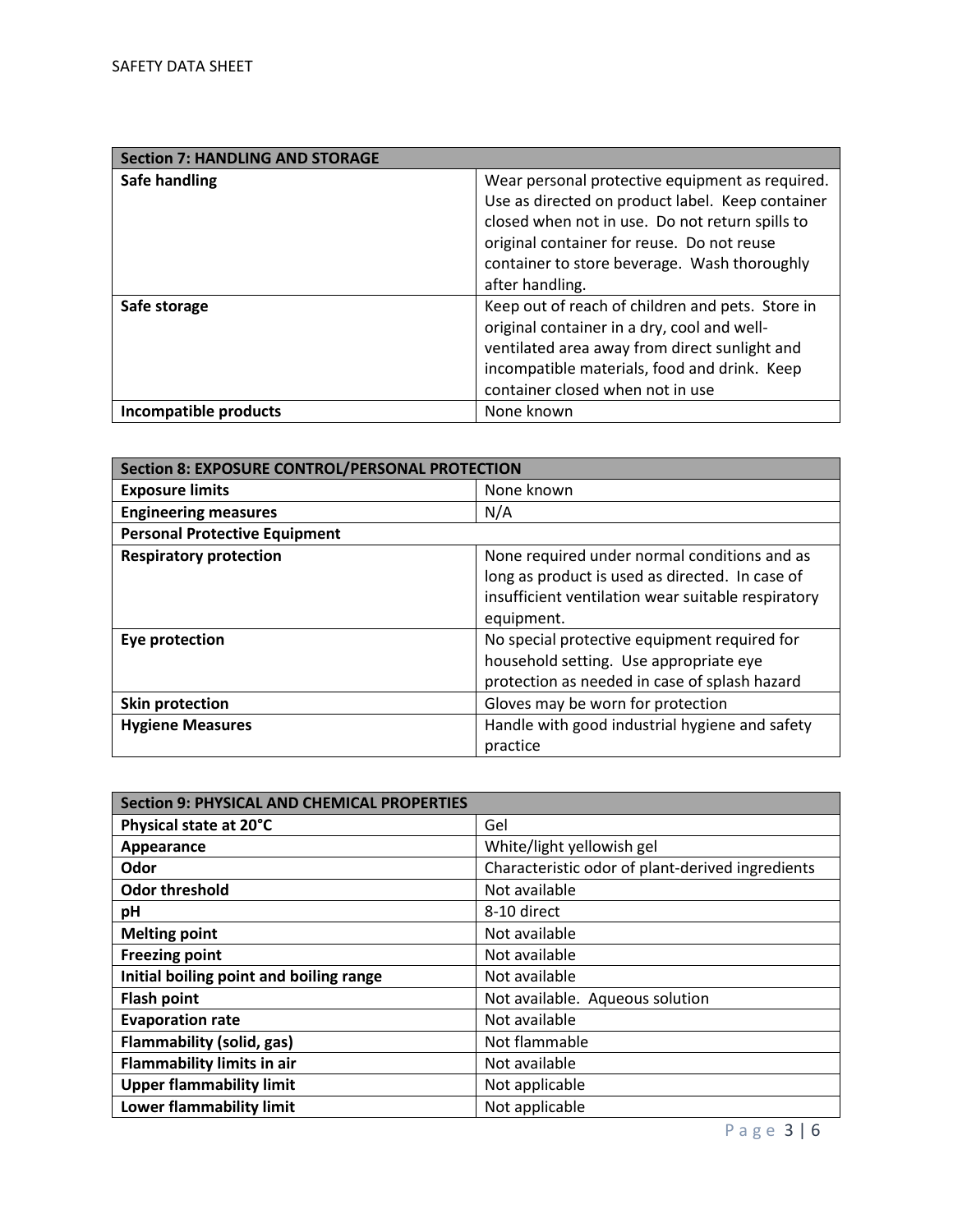| Section 7: HANDLING AND STORAGE | |
|---|---|
| **Safe handling** | Wear personal protective equipment as required. Use as directed on product label. Keep container closed when not in use. Do not return spills to original container for reuse. Do not reuse container to store beverage. Wash thoroughly after handling. |
| **Safe storage** | Keep out of reach of children and pets. Store in original container in a dry, cool and well-ventilated area away from direct sunlight and incompatible materials, food and drink. Keep container closed when not in use |
| **Incompatible products** | None known |

| Section 8: EXPOSURE CONTROL/PERSONAL PROTECTION | |
|---|---|
| **Exposure limits** | None known |
| **Engineering measures** | N/A |
| **Personal Protective Equipment** | |
| **Respiratory protection** | None required under normal conditions and as long as product is used as directed. In case of insufficient ventilation wear suitable respiratory equipment. |
| **Eye protection** | No special protective equipment required for household setting. Use appropriate eye protection as needed in case of splash hazard |
| **Skin protection** | Gloves may be worn for protection |
| **Hygiene Measures** | Handle with good industrial hygiene and safety practice |

| Section 9: PHYSICAL AND CHEMICAL PROPERTIES | |
|---|---|
| **Physical state at 20°C** | Gel |
| **Appearance** | White/light yellowish gel |
| **Odor** | Characteristic odor of plant-derived ingredients |
| **Odor threshold** | Not available |
| **pH** | 8-10 direct |
| **Melting point** | Not available |
| **Freezing point** | Not available |
| **Initial boiling point and boiling range** | Not available |
| **Flash point** | Not available. Aqueous solution |
| **Evaporation rate** | Not available |
| **Flammability (solid, gas)** | Not flammable |
| **Flammability limits in air** | Not available |
| **Upper flammability limit** | Not applicable |
| **Lower flammability limit** | Not applicable |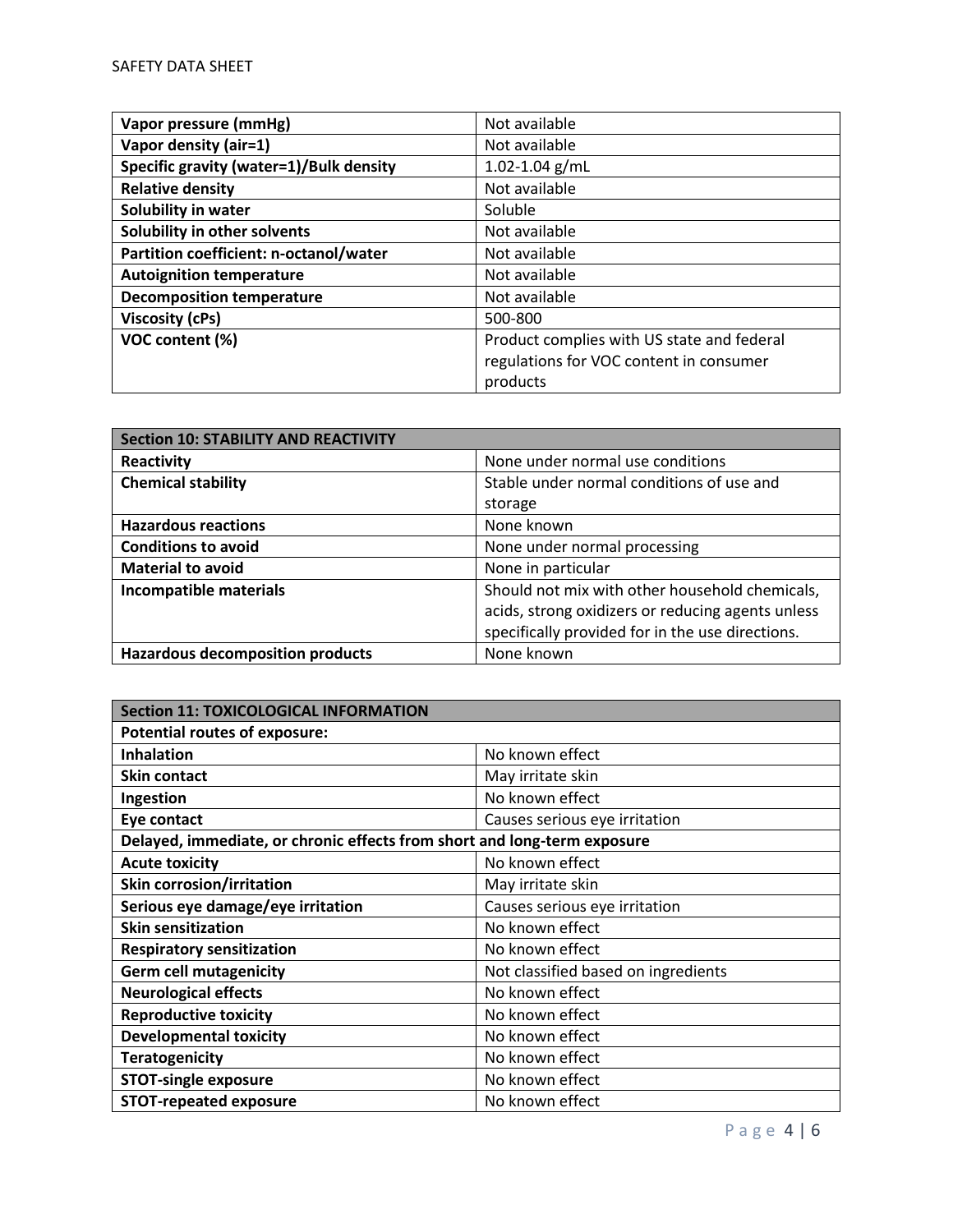| | |
|---|---|
| **Vapor pressure (mmHg)** | Not available |
| **Vapor density (air=1)** | Not available |
| **Specific gravity (water=1)/Bulk density** | 1.02-1.04 g/mL |
| **Relative density** | Not available |
| **Solubility in water** | Soluble |
| **Solubility in other solvents** | Not available |
| **Partition coefficient: n-octanol/water** | Not available |
| **Autoignition temperature** | Not available |
| **Decomposition temperature** | Not available |
| **Viscosity (cPs)** | 500-800 |
| **VOC content (%)** | Product complies with US state and federal regulations for VOC content in consumer products |

| **Section 10: STABILITY AND REACTIVITY** | |
|---|---|
| **Reactivity** | None under normal use conditions |
| **Chemical stability** | Stable under normal conditions of use and storage |
| **Hazardous reactions** | None known |
| **Conditions to avoid** | None under normal processing |
| **Material to avoid** | None in particular |
| **Incompatible materials** | Should not mix with other household chemicals, acids, strong oxidizers or reducing agents unless specifically provided for in the use directions. |
| **Hazardous decomposition products** | None known |

| **Section 11: TOXICOLOGICAL INFORMATION** | |
|---|---|
| **Potential routes of exposure:** | |
| **Inhalation** | No known effect |
| **Skin contact** | May irritate skin |
| **Ingestion** | No known effect |
| **Eye contact** | Causes serious eye irritation |
| **Delayed, immediate, or chronic effects from short and long-term exposure** | |
| **Acute toxicity** | No known effect |
| **Skin corrosion/irritation** | May irritate skin |
| **Serious eye damage/eye irritation** | Causes serious eye irritation |
| **Skin sensitization** | No known effect |
| **Respiratory sensitization** | No known effect |
| **Germ cell mutagenicity** | Not classified based on ingredients |
| **Neurological effects** | No known effect |
| **Reproductive toxicity** | No known effect |
| **Developmental toxicity** | No known effect |
| **Teratogenicity** | No known effect |
| **STOT-single exposure** | No known effect |
| **STOT-repeated exposure** | No known effect |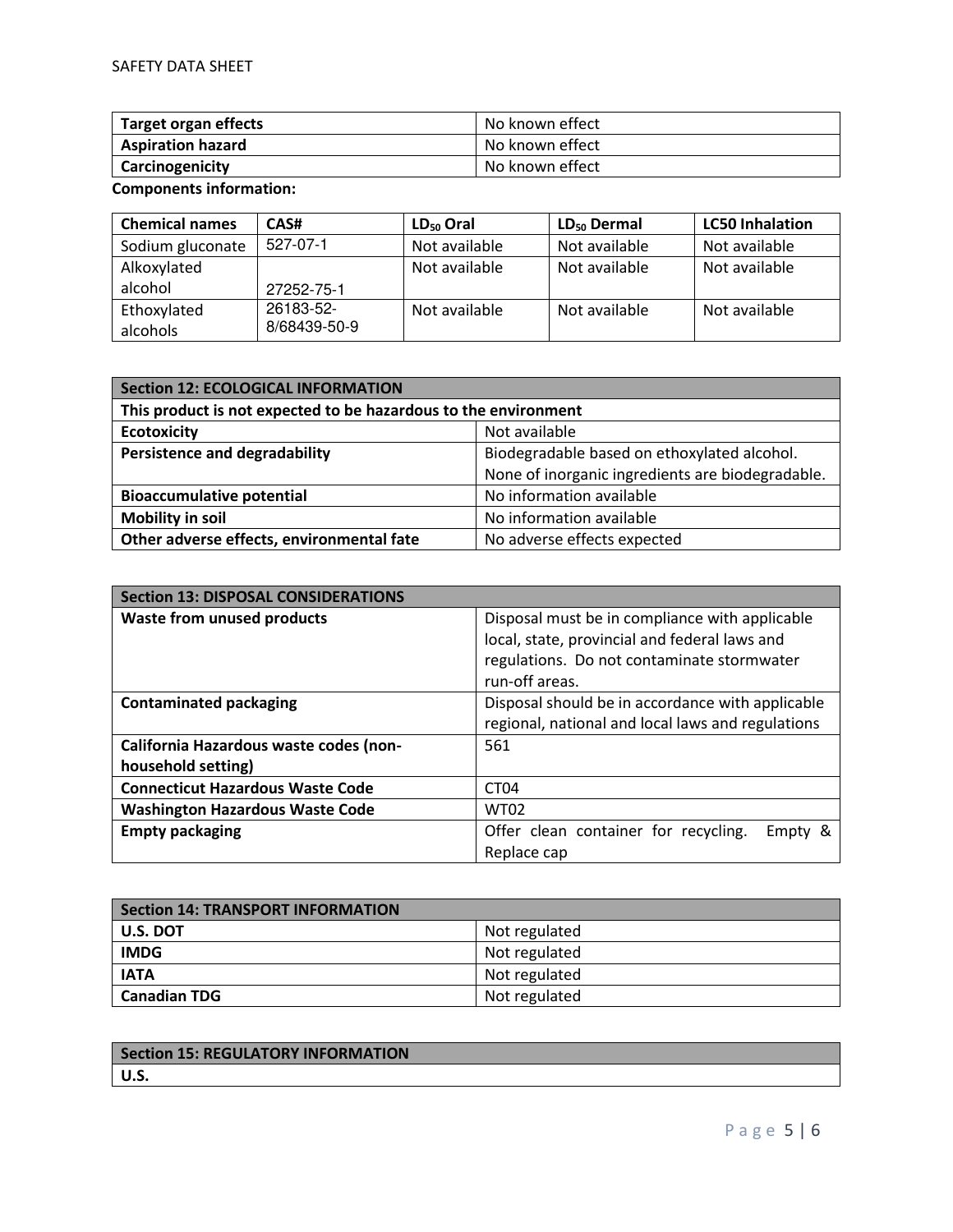| Target organ effects | No known effect |
|---|---|
| **Aspiration hazard** | No known effect |
| **Carcinogenicity** | No known effect |

**Components information:**

| Chemical names | CAS# | $LD_{50}$ Oral | $LD_{50}$ Dermal | LC50 Inhalation |
|---|---|---|---|---|
| Sodium gluconate | 527-07-1 | Not available | Not available | Not available |
| Alkoxylated alcohol | 27252-75-1 | Not available | Not available | Not available |
| Ethoxylated alcohols | 26183-52-8/68439-50-9 | Not available | Not available | Not available |

| Section 12: ECOLOGICAL INFORMATION | |
|---|---|
| **This product is not expected to be hazardous to the environment** | |
| **Ecotoxicity** | Not available |
| **Persistence and degradability** | Biodegradable based on ethoxylated alcohol. None of inorganic ingredients are biodegradable. |
| **Bioaccumulative potential** | No information available |
| **Mobility in soil** | No information available |
| **Other adverse effects, environmental fate** | No adverse effects expected |

| Section 13: DISPOSAL CONSIDERATIONS | |
|---|---|
| **Waste from unused products** | Disposal must be in compliance with applicable local, state, provincial and federal laws and regulations. Do not contaminate stormwater run-off areas. |
| **Contaminated packaging** | Disposal should be in accordance with applicable regional, national and local laws and regulations |
| **California Hazardous waste codes (non-household setting)** | 561 |
| **Connecticut Hazardous Waste Code** | CT04 |
| **Washington Hazardous Waste Code** | WT02 |
| **Empty packaging** | Offer clean container for recycling. Empty & Replace cap |

| Section 14: TRANSPORT INFORMATION | |
|---|---|
| **U.S. DOT** | Not regulated |
| **IMDG** | Not regulated |
| **IATA** | Not regulated |
| **Canadian TDG** | Not regulated |

| Section 15: REGULATORY INFORMATION |
|---|
| **U.S.** |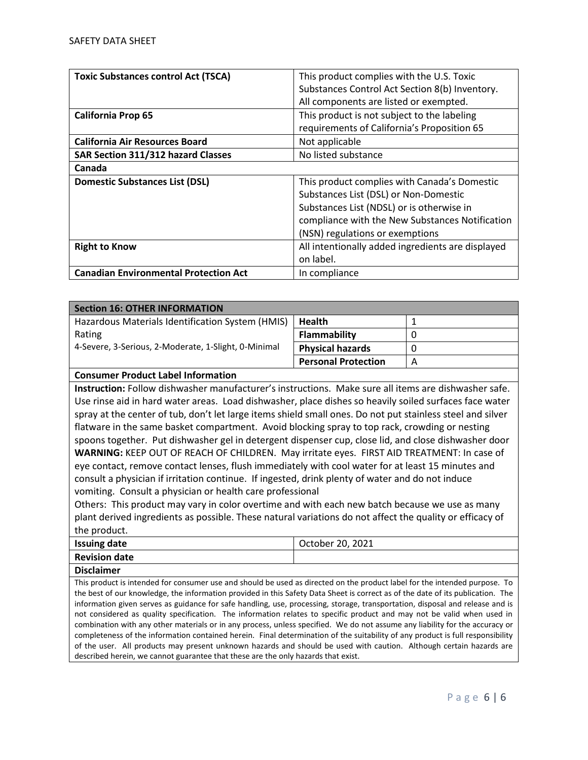| | |
|---|---|
| **Toxic Substances control Act (TSCA)** | This product complies with the U.S. Toxic Substances Control Act Section 8(b) Inventory. All components are listed or exempted. |
| **California Prop 65** | This product is not subject to the labeling requirements of California's Proposition 65 |
| **California Air Resources Board** | Not applicable |
| **SAR Section 311/312 hazard Classes** | No listed substance |
| **Canada** | |
| **Domestic Substances List (DSL)** | This product complies with Canada's Domestic Substances List (DSL) or Non-Domestic Substances List (NDSL) or is otherwise in compliance with the New Substances Notification (NSN) regulations or exemptions |
| **Right to Know** | All intentionally added ingredients are displayed on label. |
| **Canadian Environmental Protection Act** | In compliance |

## Section 16: OTHER INFORMATION

| | | |
|---|---|---|
| Hazardous Materials Identification System (HMIS) Rating<br>4-Severe, 3-Serious, 2-Moderate, 1-Slight, 0-Minimal | **Health** | 1 |
| | **Flammability** | 0 |
| | **Physical hazards** | 0 |
| | **Personal Protection** | A |

**Consumer Product Label Information**

**Instruction:** Follow dishwasher manufacturer's instructions. Make sure all items are dishwasher safe. Use rinse aid in hard water areas. Load dishwasher, place dishes so heavily soiled surfaces face water spray at the center of tub, don't let large items shield small ones. Do not put stainless steel and silver flatware in the same basket compartment. Avoid blocking spray to top rack, crowding or nesting spoons together. Put dishwasher gel in detergent dispenser cup, close lid, and close dishwasher door
**WARNING:** KEEP OUT OF REACH OF CHILDREN. May irritate eyes. FIRST AID TREATMENT: In case of eye contact, remove contact lenses, flush immediately with cool water for at least 15 minutes and consult a physician if irritation continue. If ingested, drink plenty of water and do not induce vomiting. Consult a physician or health care professional
Others: This product may vary in color overtime and with each new batch because we use as many plant derived ingredients as possible. These natural variations do not affect the quality or efficacy of the product.

| | |
|---|---|
| **Issuing date** | October 20, 2021 |
| **Revision date** | |

**Disclaimer**

This product is intended for consumer use and should be used as directed on the product label for the intended purpose. To the best of our knowledge, the information provided in this Safety Data Sheet is correct as of the date of its publication. The information given serves as guidance for safe handling, use, processing, storage, transportation, disposal and release and is not considered as quality specification. The information relates to specific product and may not be valid when used in combination with any other materials or in any process, unless specified. We do not assume any liability for the accuracy or completeness of the information contained herein. Final determination of the suitability of any product is full responsibility of the user. All products may present unknown hazards and should be used with caution. Although certain hazards are described herein, we cannot guarantee that these are the only hazards that exist.